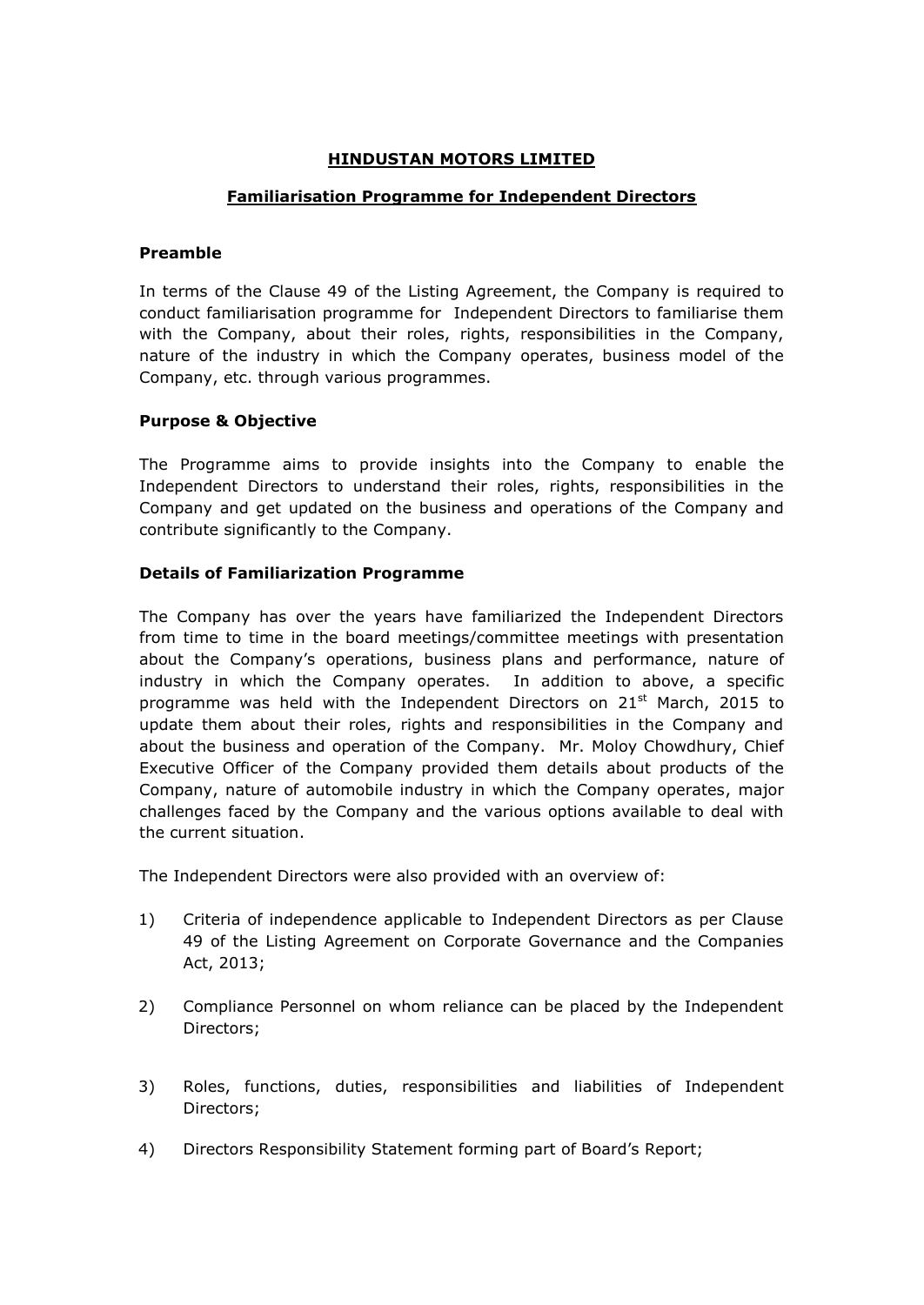# HINDUSTAN MOTORS LIMITED

## Familiarisation Programme for Independent Directors

### Preamble

In terms of the Clause 49 of the Listing Agreement, the Company is required to conduct familiarisation programme for Independent Directors to familiarise them with the Company, about their roles, rights, responsibilities in the Company, nature of the industry in which the Company operates, business model of the Company, etc. through various programmes.

### Purpose & Objective

The Programme aims to provide insights into the Company to enable the Independent Directors to understand their roles, rights, responsibilities in the Company and get updated on the business and operations of the Company and contribute significantly to the Company.

### Details of Familiarization Programme

The Company has over the years have familiarized the Independent Directors from time to time in the board meetings/committee meetings with presentation about the Company's operations, business plans and performance, nature of industry in which the Company operates. In addition to above, a specific programme was held with the Independent Directors on 21st March, 2015 to update them about their roles, rights and responsibilities in the Company and about the business and operation of the Company. Mr. Moloy Chowdhury, Chief Executive Officer of the Company provided them details about products of the Company, nature of automobile industry in which the Company operates, major challenges faced by the Company and the various options available to deal with the current situation.

The Independent Directors were also provided with an overview of:

1) Criteria of independence applicable to Independent Directors as per Clause 49 of the Listing Agreement on Corporate Governance and the Companies Act, 2013;

2) Compliance Personnel on whom reliance can be placed by the Independent Directors;

3) Roles, functions, duties, responsibilities and liabilities of Independent Directors;

4) Directors Responsibility Statement forming part of Board's Report;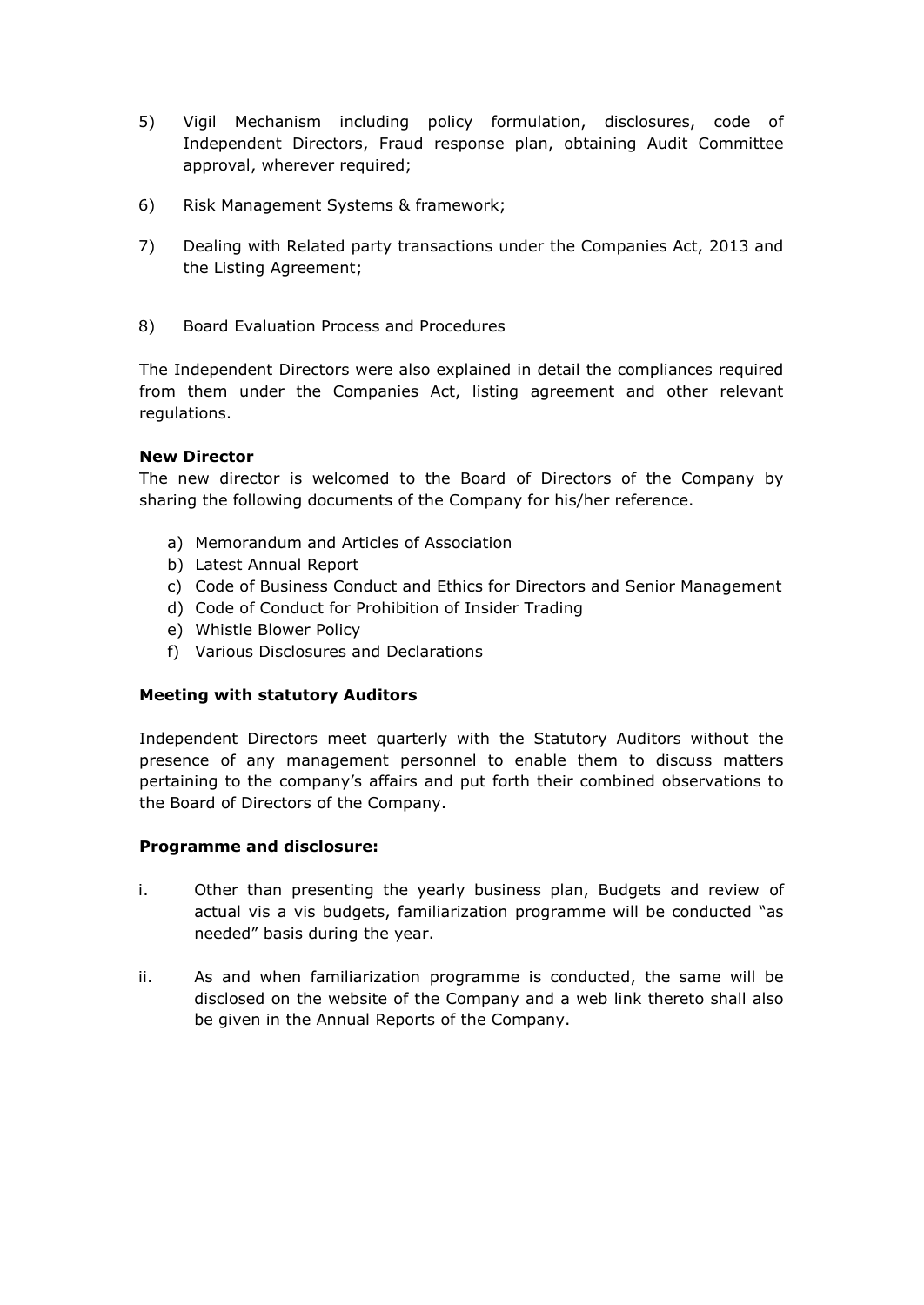5) Vigil Mechanism including policy formulation, disclosures, code of Independent Directors, Fraud response plan, obtaining Audit Committee approval, wherever required;

6) Risk Management Systems & framework;

7) Dealing with Related party transactions under the Companies Act, 2013 and the Listing Agreement;

8) Board Evaluation Process and Procedures

The Independent Directors were also explained in detail the compliances required from them under the Companies Act, listing agreement and other relevant regulations.

**New Director**

The new director is welcomed to the Board of Directors of the Company by sharing the following documents of the Company for his/her reference.

a) Memorandum and Articles of Association
b) Latest Annual Report
c) Code of Business Conduct and Ethics for Directors and Senior Management
d) Code of Conduct for Prohibition of Insider Trading
e) Whistle Blower Policy
f) Various Disclosures and Declarations

**Meeting with statutory Auditors**

Independent Directors meet quarterly with the Statutory Auditors without the presence of any management personnel to enable them to discuss matters pertaining to the company's affairs and put forth their combined observations to the Board of Directors of the Company.

**Programme and disclosure:**

i. Other than presenting the yearly business plan, Budgets and review of actual vis a vis budgets, familiarization programme will be conducted "as needed" basis during the year.

ii. As and when familiarization programme is conducted, the same will be disclosed on the website of the Company and a web link thereto shall also be given in the Annual Reports of the Company.